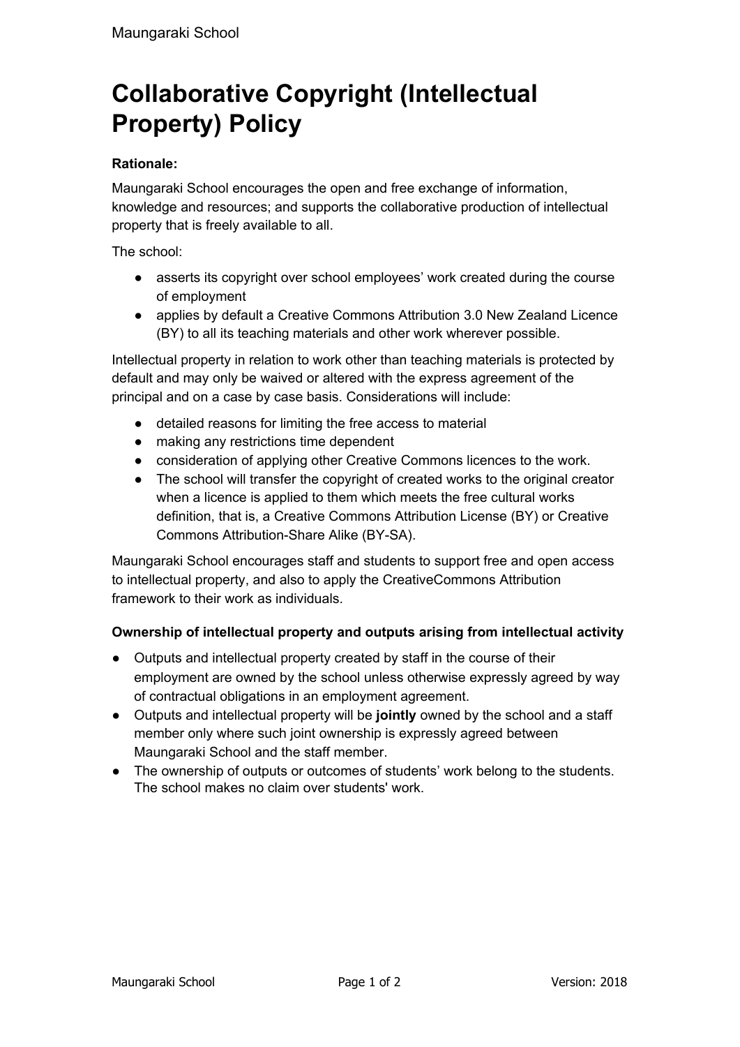# Collaborative Copyright (Intellectual Property) Policy

**Rationale:**

Maungaraki School encourages the open and free exchange of information, knowledge and resources; and supports the collaborative production of intellectual property that is freely available to all.

The school:

- asserts its copyright over school employees' work created during the course of employment
- applies by default a Creative Commons Attribution 3.0 New Zealand Licence (BY) to all its teaching materials and other work wherever possible.

Intellectual property in relation to work other than teaching materials is protected by default and may only be waived or altered with the express agreement of the principal and on a case by case basis. Considerations will include:

- detailed reasons for limiting the free access to material
- making any restrictions time dependent
- consideration of applying other Creative Commons licences to the work.
- The school will transfer the copyright of created works to the original creator when a licence is applied to them which meets the free cultural works definition, that is, a Creative Commons Attribution License (BY) or Creative Commons Attribution-Share Alike (BY-SA).

Maungaraki School encourages staff and students to support free and open access to intellectual property, and also to apply the CreativeCommons Attribution framework to their work as individuals.

**Ownership of intellectual property and outputs arising from intellectual activity**

- Outputs and intellectual property created by staff in the course of their employment are owned by the school unless otherwise expressly agreed by way of contractual obligations in an employment agreement.
- Outputs and intellectual property will be **jointly** owned by the school and a staff member only where such joint ownership is expressly agreed between Maungaraki School and the staff member.
- The ownership of outputs or outcomes of students' work belong to the students. The school makes no claim over students' work.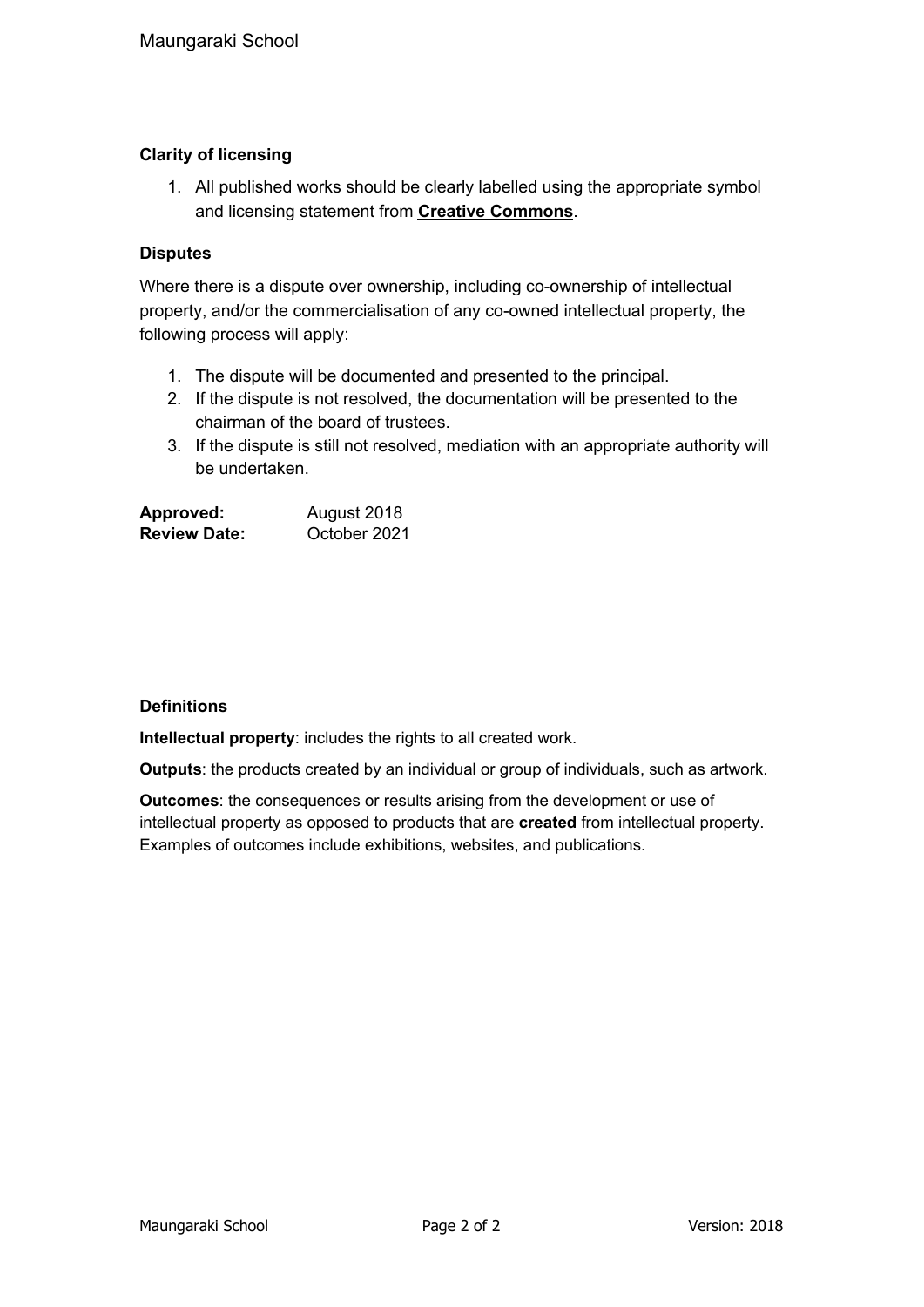**Clarity of licensing**

1. All published works should be clearly labelled using the appropriate symbol and licensing statement from **Creative Commons**.

**Disputes**

Where there is a dispute over ownership, including co-ownership of intellectual property, and/or the commercialisation of any co-owned intellectual property, the following process will apply:

1. The dispute will be documented and presented to the principal.
2. If the dispute is not resolved, the documentation will be presented to the chairman of the board of trustees.
3. If the dispute is still not resolved, mediation with an appropriate authority will be undertaken.

| | |
|---|---|
| **Approved:** | August 2018 |
| **Review Date:** | October 2021 |

**Definitions**

**Intellectual property**: includes the rights to all created work.

**Outputs**: the products created by an individual or group of individuals, such as artwork.

**Outcomes**: the consequences or results arising from the development or use of intellectual property as opposed to products that are **created** from intellectual property. Examples of outcomes include exhibitions, websites, and publications.